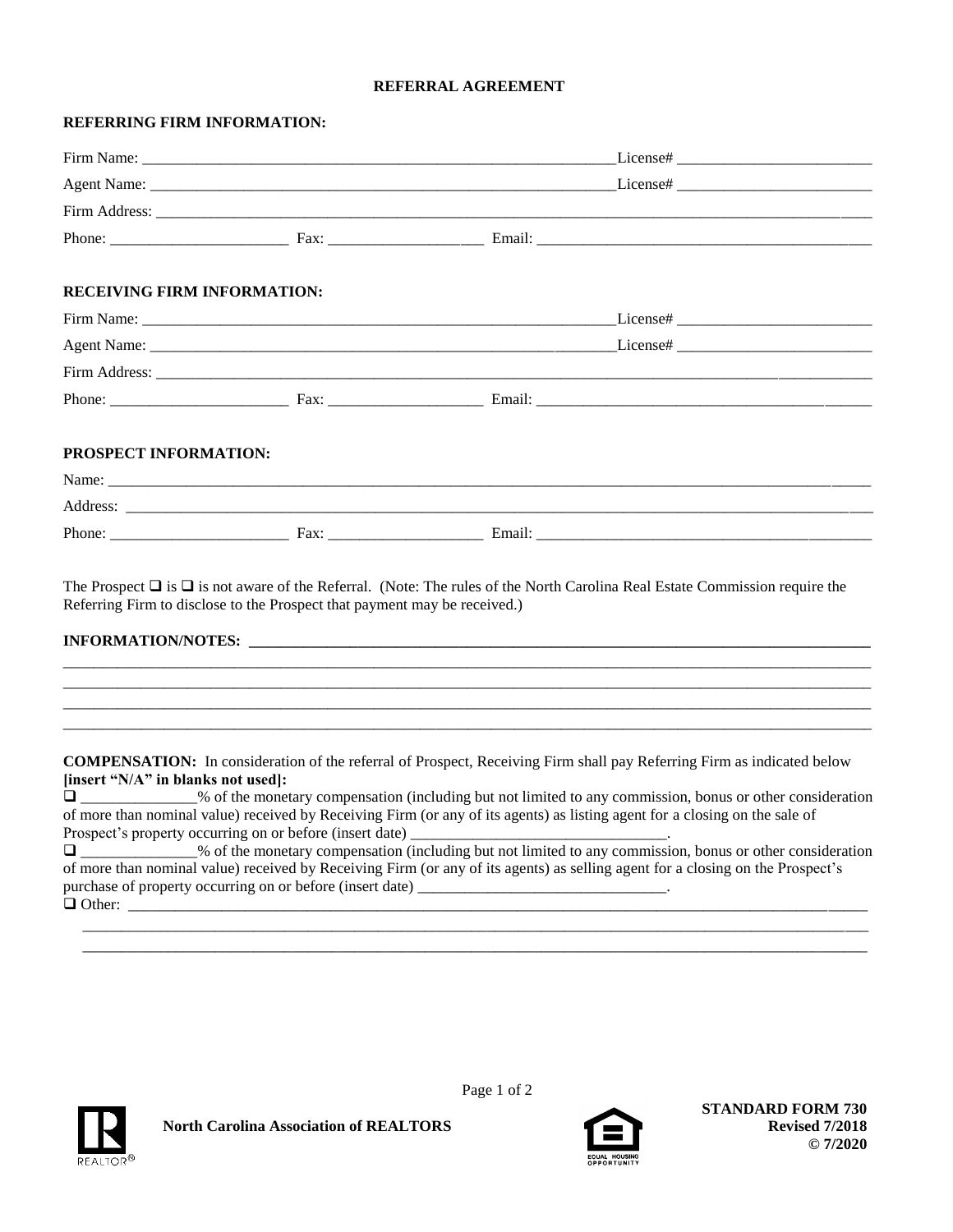# REFERRAL AGREEMENT

## REFERRING FIRM INFORMATION:

Firm Name: ______________________________________________________________License# ________________________

Agent Name: _____________________________________________________________License# ________________________

Firm Address: __________________________________________________________________________________________

Phone: _______________________ Fax: ____________________ Email: ____________________________________________

## RECEIVING FIRM INFORMATION:

Firm Name: ______________________________________________________________License# ________________________

Agent Name: _____________________________________________________________License# ________________________

Firm Address: __________________________________________________________________________________________

Phone: _______________________ Fax: ____________________ Email: ____________________________________________

## PROSPECT INFORMATION:

Name: _________________________________________________________________________________________________

Address: _______________________________________________________________________________________________

Phone: _______________________ Fax: ____________________ Email: ____________________________________________

The Prospect ❑ is ❑ is not aware of the Referral. (Note: The rules of the North Carolina Real Estate Commission require the Referring Firm to disclose to the Prospect that payment may be received.)

**INFORMATION/NOTES:** ________________________________________________________________________________

_______________________________________________________________________________________________________

_______________________________________________________________________________________________________

_______________________________________________________________________________________________________

_______________________________________________________________________________________________________

**COMPENSATION:** In consideration of the referral of Prospect, Receiving Firm shall pay Referring Firm as indicated below **[insert "N/A" in blanks not used]:**

❑ _______________% of the monetary compensation (including but not limited to any commission, bonus or other consideration of more than nominal value) received by Receiving Firm (or any of its agents) as listing agent for a closing on the sale of Prospect's property occurring on or before (insert date) _________________________________.

❑ _______________% of the monetary compensation (including but not limited to any commission, bonus or other consideration of more than nominal value) received by Receiving Firm (or any of its agents) as selling agent for a closing on the Prospect's purchase of property occurring on or before (insert date) _________________________________.

❑ Other: ________________________________________________________________________________________________

_______________________________________________________________________________________________________

_______________________________________________________________________________________________________

North Carolina Association of REALTORS

**STANDARD FORM 730**
**Revised 7/2018**
**© 7/2020**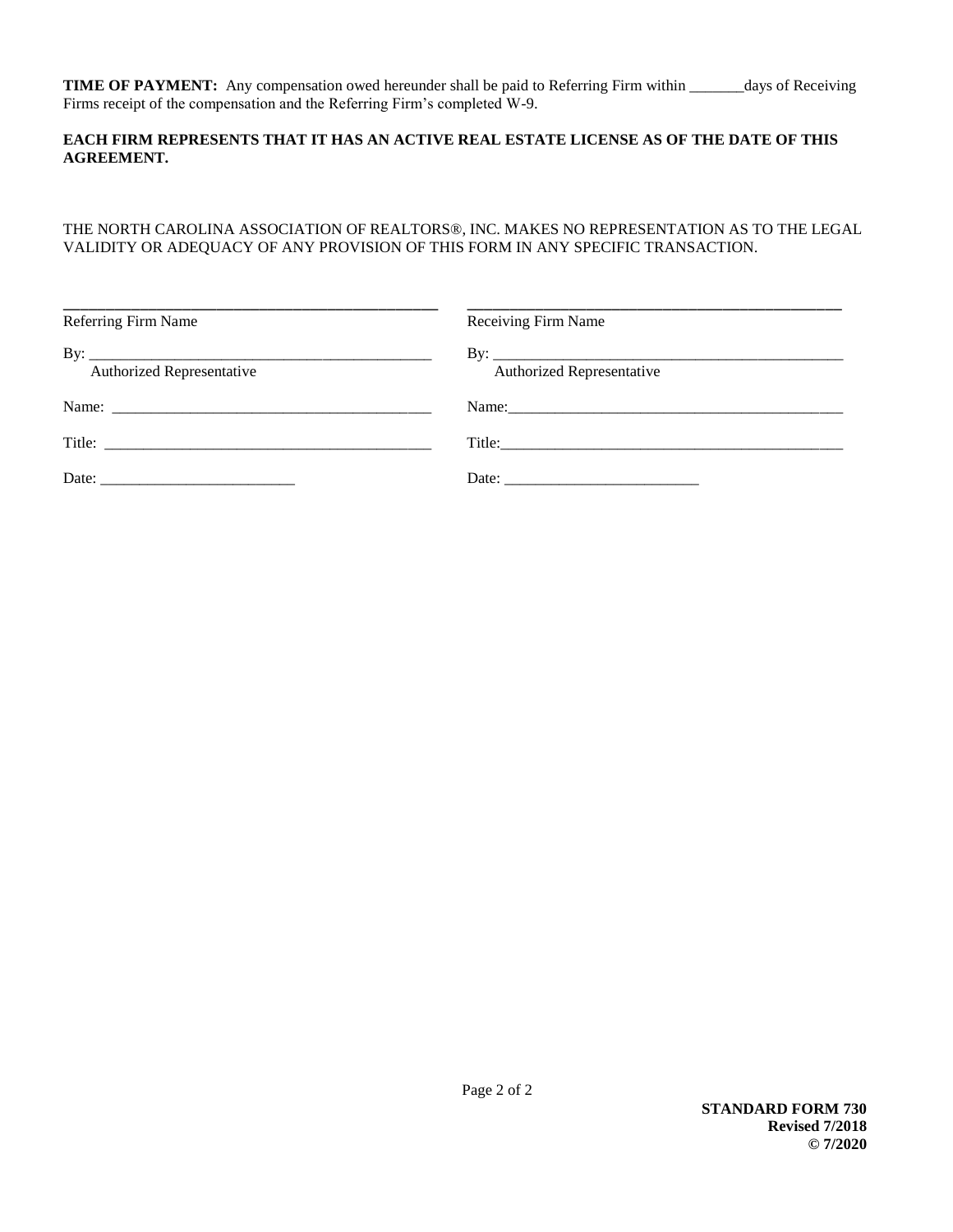**TIME OF PAYMENT:** Any compensation owed hereunder shall be paid to Referring Firm within _______days of Receiving Firms receipt of the compensation and the Referring Firm's completed W-9.

**EACH FIRM REPRESENTS THAT IT HAS AN ACTIVE REAL ESTATE LICENSE AS OF THE DATE OF THIS AGREEMENT.**

THE NORTH CAROLINA ASSOCIATION OF REALTORS®, INC. MAKES NO REPRESENTATION AS TO THE LEGAL VALIDITY OR ADEQUACY OF ANY PROVISION OF THIS FORM IN ANY SPECIFIC TRANSACTION.

| | |
|---|---|
| ______________________________________________ | ______________________________________________ |
| Referring Firm Name | Receiving Firm Name |
| By: ___________________________________________ | By: ___________________________________________ |
| Authorized Representative | Authorized Representative |
| Name: _________________________________________ | Name:_________________________________________ |
| Title: __________________________________________ | Title:__________________________________________ |
| Date: _________________________ | Date: _________________________ |

**STANDARD FORM 730**
**Revised 7/2018**
**© 7/2020**